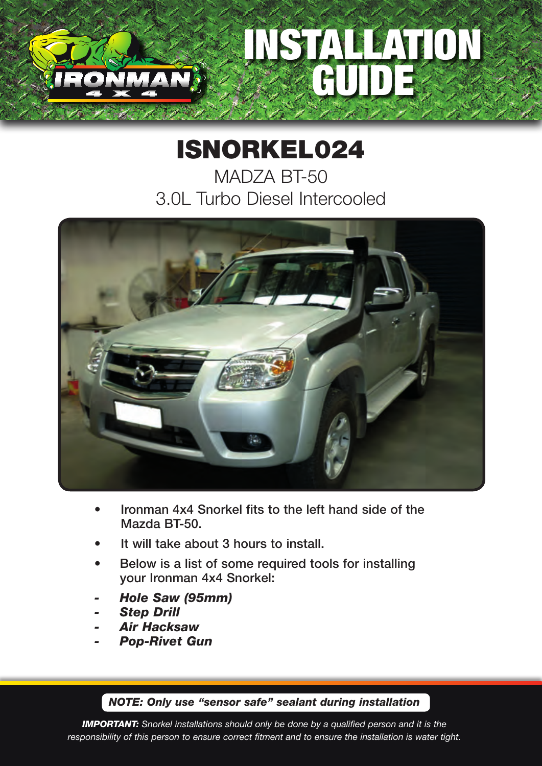# INSTALLATION GUIDE

## ISNORKEL024

MADZA BT-50

3.0L Turbo Diesel Intercooled

- **Ironman 4x4 Snorkel fits to the left hand side of the Mazda BT-50.**
- **It will take about 3 hours to install.**
- **Below is a list of some required tools for installing your Ironman 4x4 Snorkel:**

- ***Hole Saw (95mm)***
- ***Step Drill***
- ***Air Hacksaw***
- ***Pop-Rivet Gun***

***NOTE: Only use "sensor safe" sealant during installation***

***IMPORTANT:*** *Snorkel installations should only be done by a qualified person and it is the responsibility of this person to ensure correct fitment and to ensure the installation is water tight.*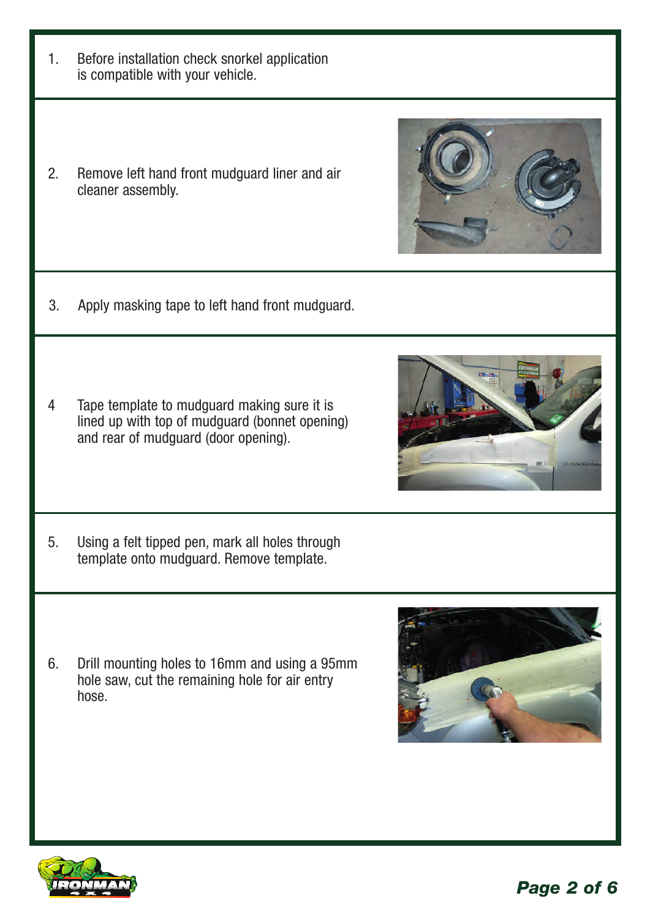1. Before installation check snorkel application is compatible with your vehicle.

2. Remove left hand front mudguard liner and air cleaner assembly.

3. Apply masking tape to left hand front mudguard.

4. Tape template to mudguard making sure it is lined up with top of mudguard (bonnet opening) and rear of mudguard (door opening).

5. Using a felt tipped pen, mark all holes through template onto mudguard. Remove template.

6. Drill mounting holes to 16mm and using a 95mm hole saw, cut the remaining hole for air entry hose.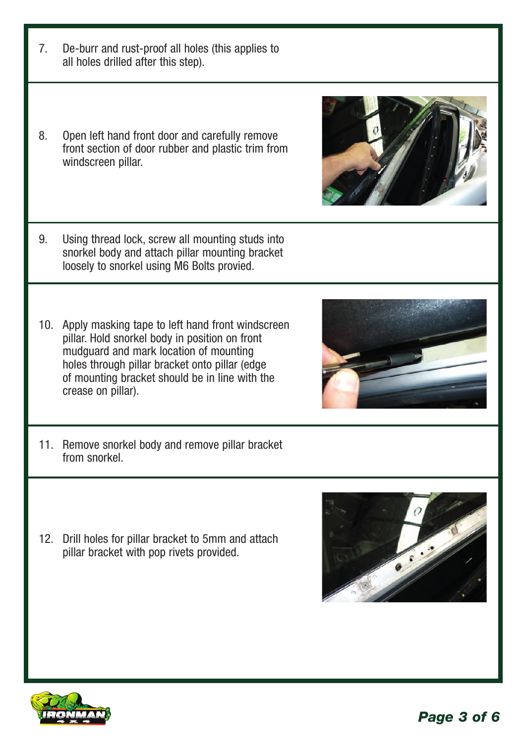7. De-burr and rust-proof all holes (this applies to all holes drilled after this step).

8. Open left hand front door and carefully remove front section of door rubber and plastic trim from windscreen pillar.

9. Using thread lock, screw all mounting studs into snorkel body and attach pillar mounting bracket loosely to snorkel using M6 Bolts provied.

10. Apply masking tape to left hand front windscreen pillar. Hold snorkel body in position on front mudguard and mark location of mounting holes through pillar bracket onto pillar (edge of mounting bracket should be in line with the crease on pillar).

11. Remove snorkel body and remove pillar bracket from snorkel.

12. Drill holes for pillar bracket to 5mm and attach pillar bracket with pop rivets provided.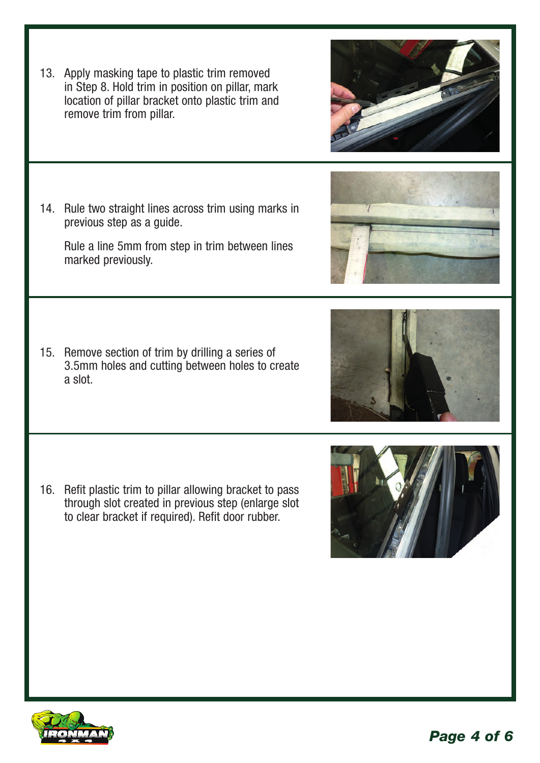13. Apply masking tape to plastic trim removed in Step 8. Hold trim in position on pillar, mark location of pillar bracket onto plastic trim and remove trim from pillar.

14. Rule two straight lines across trim using marks in previous step as a guide.

    Rule a line 5mm from step in trim between lines marked previously.

15. Remove section of trim by drilling a series of 3.5mm holes and cutting between holes to create a slot.

16. Refit plastic trim to pillar allowing bracket to pass through slot created in previous step (enlarge slot to clear bracket if required). Refit door rubber.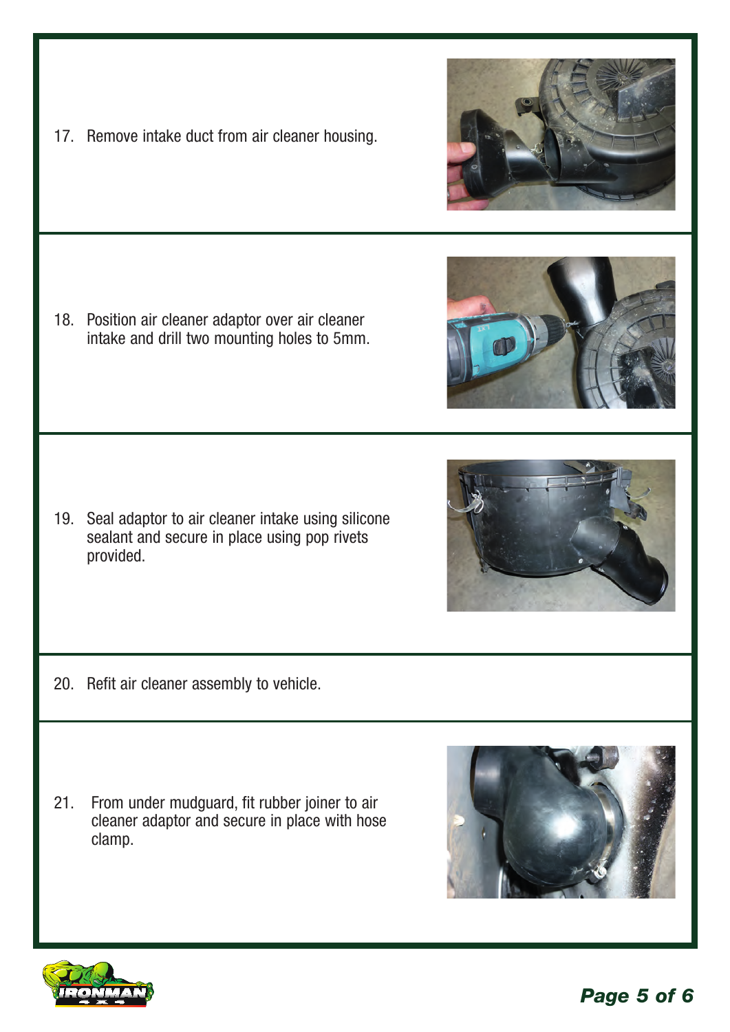17. Remove intake duct from air cleaner housing.

18. Position air cleaner adaptor over air cleaner intake and drill two mounting holes to 5mm.

19. Seal adaptor to air cleaner intake using silicone sealant and secure in place using pop rivets provided.

20. Refit air cleaner assembly to vehicle.

21. From under mudguard, fit rubber joiner to air cleaner adaptor and secure in place with hose clamp.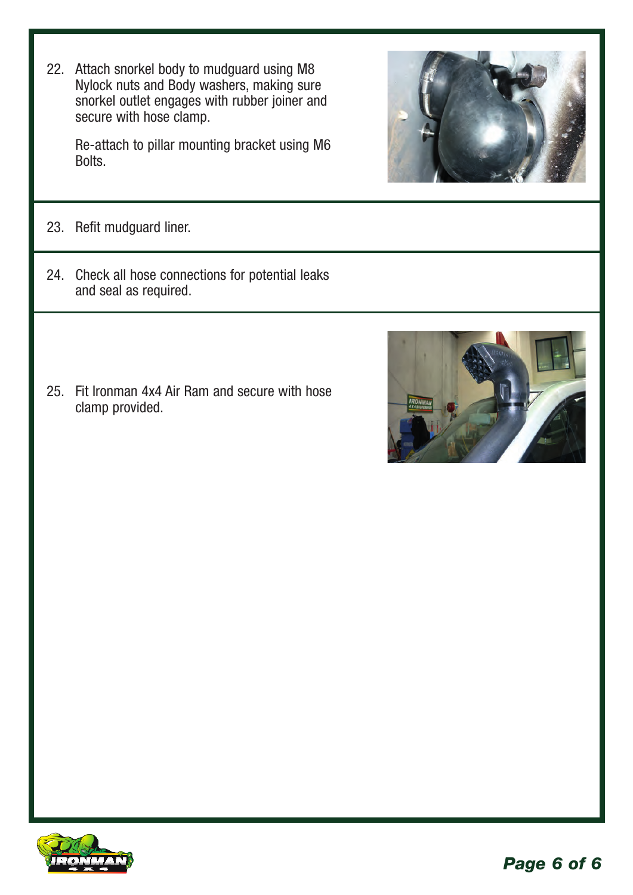22. Attach snorkel body to mudguard using M8 Nylock nuts and Body washers, making sure snorkel outlet engages with rubber joiner and secure with hose clamp.

    Re-attach to pillar mounting bracket using M6 Bolts.

23. Refit mudguard liner.

24. Check all hose connections for potential leaks and seal as required.

25. Fit Ironman 4x4 Air Ram and secure with hose clamp provided.